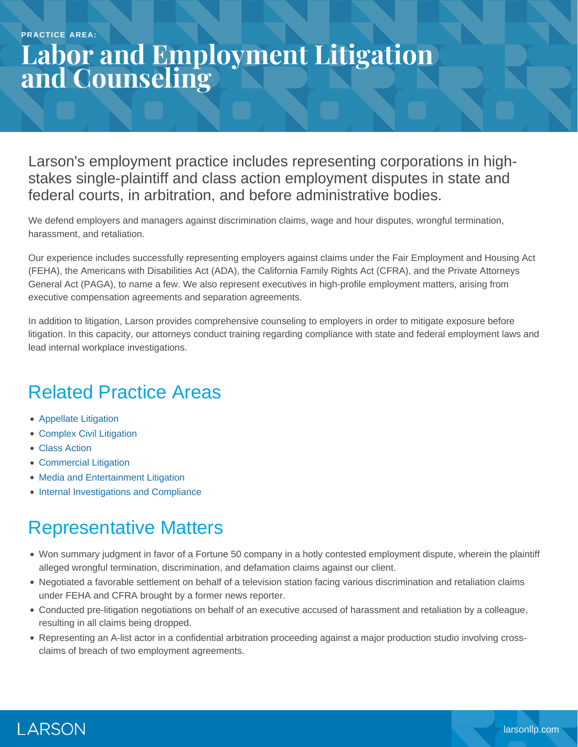PRACTICE AREA:

# Labor and Employment Litigation and Counseling

Larson's employment practice includes representing corporations in high-stakes single-plaintiff and class action employment disputes in state and federal courts, in arbitration, and before administrative bodies.

We defend employers and managers against discrimination claims, wage and hour disputes, wrongful termination, harassment, and retaliation.

Our experience includes successfully representing employers against claims under the Fair Employment and Housing Act (FEHA), the Americans with Disabilities Act (ADA), the California Family Rights Act (CFRA), and the Private Attorneys General Act (PAGA), to name a few. We also represent executives in high-profile employment matters, arising from executive compensation agreements and separation agreements.

In addition to litigation, Larson provides comprehensive counseling to employers in order to mitigate exposure before litigation. In this capacity, our attorneys conduct training regarding compliance with state and federal employment laws and lead internal workplace investigations.

## Related Practice Areas

- Appellate Litigation
- Complex Civil Litigation
- Class Action
- Commercial Litigation
- Media and Entertainment Litigation
- Internal Investigations and Compliance

## Representative Matters

- Won summary judgment in favor of a Fortune 50 company in a hotly contested employment dispute, wherein the plaintiff alleged wrongful termination, discrimination, and defamation claims against our client.
- Negotiated a favorable settlement on behalf of a television station facing various discrimination and retaliation claims under FEHA and CFRA brought by a former news reporter.
- Conducted pre-litigation negotiations on behalf of an executive accused of harassment and retaliation by a colleague, resulting in all claims being dropped.
- Representing an A-list actor in a confidential arbitration proceeding against a major production studio involving cross-claims of breach of two employment agreements.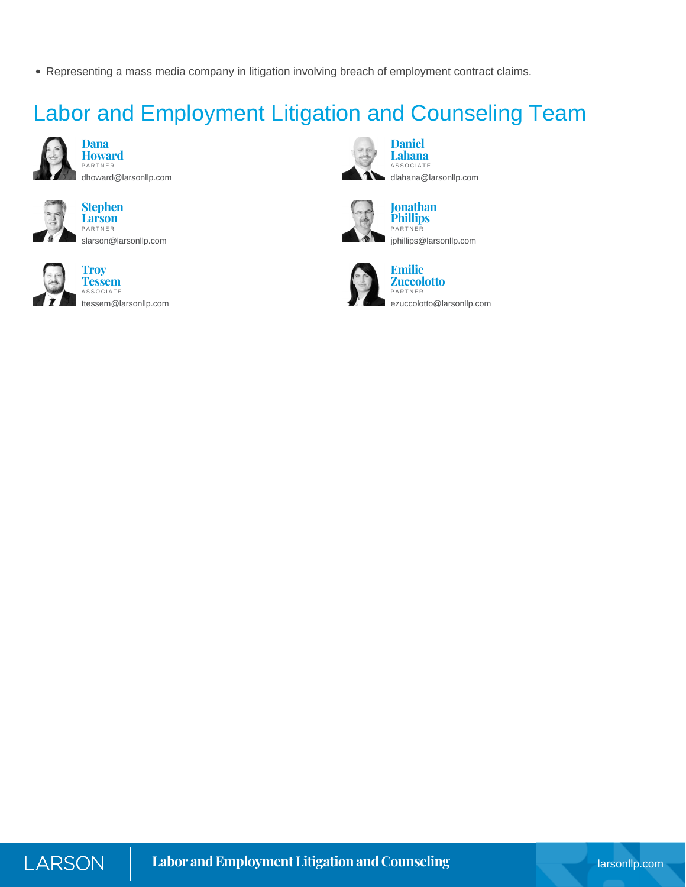- Representing a mass media company in litigation involving breach of employment contract claims.

## Labor and Employment Litigation and Counseling Team

**Dana Howard**
PARTNER
dhoward@larsonllp.com

**Stephen Larson**
PARTNER
slarson@larsonllp.com

**Troy Tessem**
ASSOCIATE
ttessem@larsonllp.com

**Daniel Lahana**
ASSOCIATE
dlahana@larsonllp.com

**Jonathan Phillips**
PARTNER
jphillips@larsonllp.com

**Emilie Zuccolotto**
PARTNER
ezuccolotto@larsonllp.com